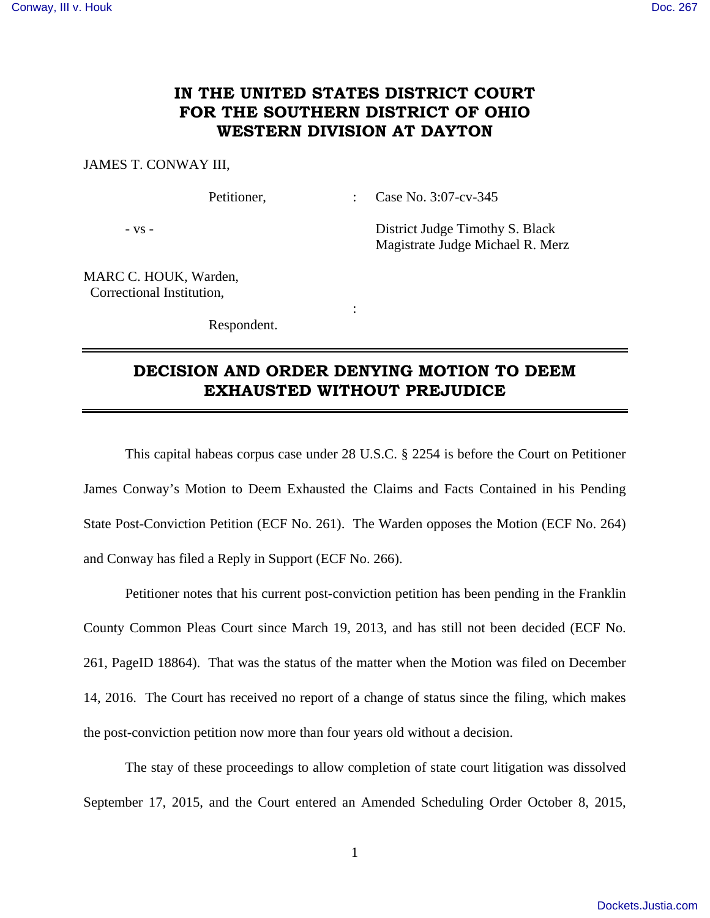# IN THE UNITED STATES DISTRICT COURT FOR THE SOUTHERN DISTRICT OF OHIO WESTERN DIVISION AT DAYTON

JAMES T. CONWAY III,

Petitioner, : Case No. 3:07-cv-345

- vs - District Judge Timothy S. Black
Magistrate Judge Michael R. Merz

MARC C. HOUK, Warden,
Correctional Institution,
:
Respondent.

## DECISION AND ORDER DENYING MOTION TO DEEM EXHAUSTED WITHOUT PREJUDICE

This capital habeas corpus case under 28 U.S.C. § 2254 is before the Court on Petitioner James Conway's Motion to Deem Exhausted the Claims and Facts Contained in his Pending State Post-Conviction Petition (ECF No. 261). The Warden opposes the Motion (ECF No. 264) and Conway has filed a Reply in Support (ECF No. 266).

Petitioner notes that his current post-conviction petition has been pending in the Franklin County Common Pleas Court since March 19, 2013, and has still not been decided (ECF No. 261, PageID 18864). That was the status of the matter when the Motion was filed on December 14, 2016. The Court has received no report of a change of status since the filing, which makes the post-conviction petition now more than four years old without a decision.

The stay of these proceedings to allow completion of state court litigation was dissolved September 17, 2015, and the Court entered an Amended Scheduling Order October 8, 2015,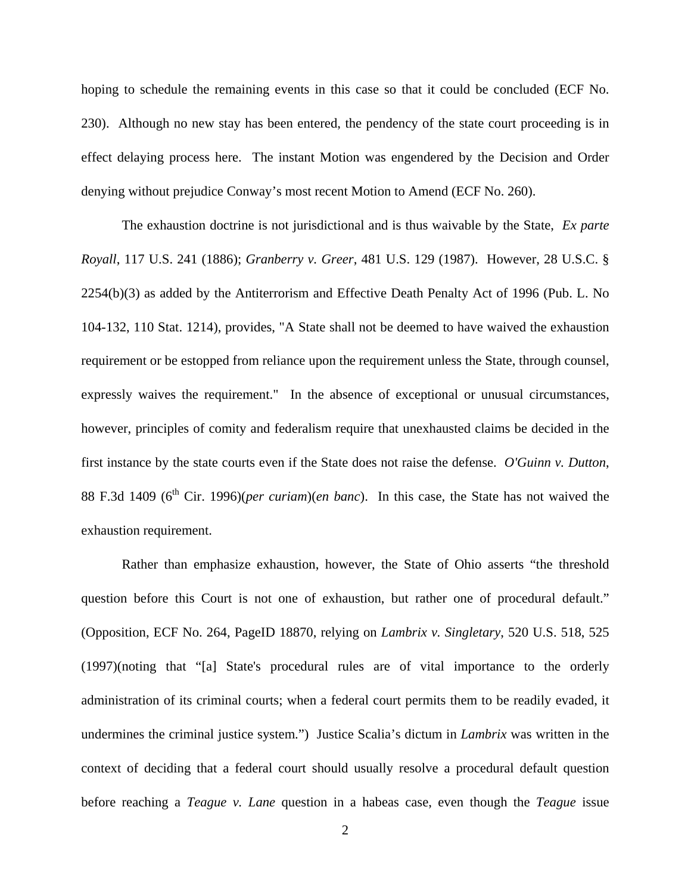hoping to schedule the remaining events in this case so that it could be concluded (ECF No. 230). Although no new stay has been entered, the pendency of the state court proceeding is in effect delaying process here. The instant Motion was engendered by the Decision and Order denying without prejudice Conway's most recent Motion to Amend (ECF No. 260).

The exhaustion doctrine is not jurisdictional and is thus waivable by the State, *Ex parte Royall*, 117 U.S. 241 (1886); *Granberry v. Greer*, 481 U.S. 129 (1987). However, 28 U.S.C. § 2254(b)(3) as added by the Antiterrorism and Effective Death Penalty Act of 1996 (Pub. L. No 104-132, 110 Stat. 1214), provides, "A State shall not be deemed to have waived the exhaustion requirement or be estopped from reliance upon the requirement unless the State, through counsel, expressly waives the requirement." In the absence of exceptional or unusual circumstances, however, principles of comity and federalism require that unexhausted claims be decided in the first instance by the state courts even if the State does not raise the defense. *O'Guinn v. Dutton*, 88 F.3d 1409 (6th Cir. 1996)(*per curiam*)(*en banc*). In this case, the State has not waived the exhaustion requirement.

Rather than emphasize exhaustion, however, the State of Ohio asserts "the threshold question before this Court is not one of exhaustion, but rather one of procedural default." (Opposition, ECF No. 264, PageID 18870, relying on *Lambrix v. Singletary*, 520 U.S. 518, 525 (1997)(noting that "[a] State's procedural rules are of vital importance to the orderly administration of its criminal courts; when a federal court permits them to be readily evaded, it undermines the criminal justice system.") Justice Scalia's dictum in *Lambrix* was written in the context of deciding that a federal court should usually resolve a procedural default question before reaching a *Teague v. Lane* question in a habeas case, even though the *Teague* issue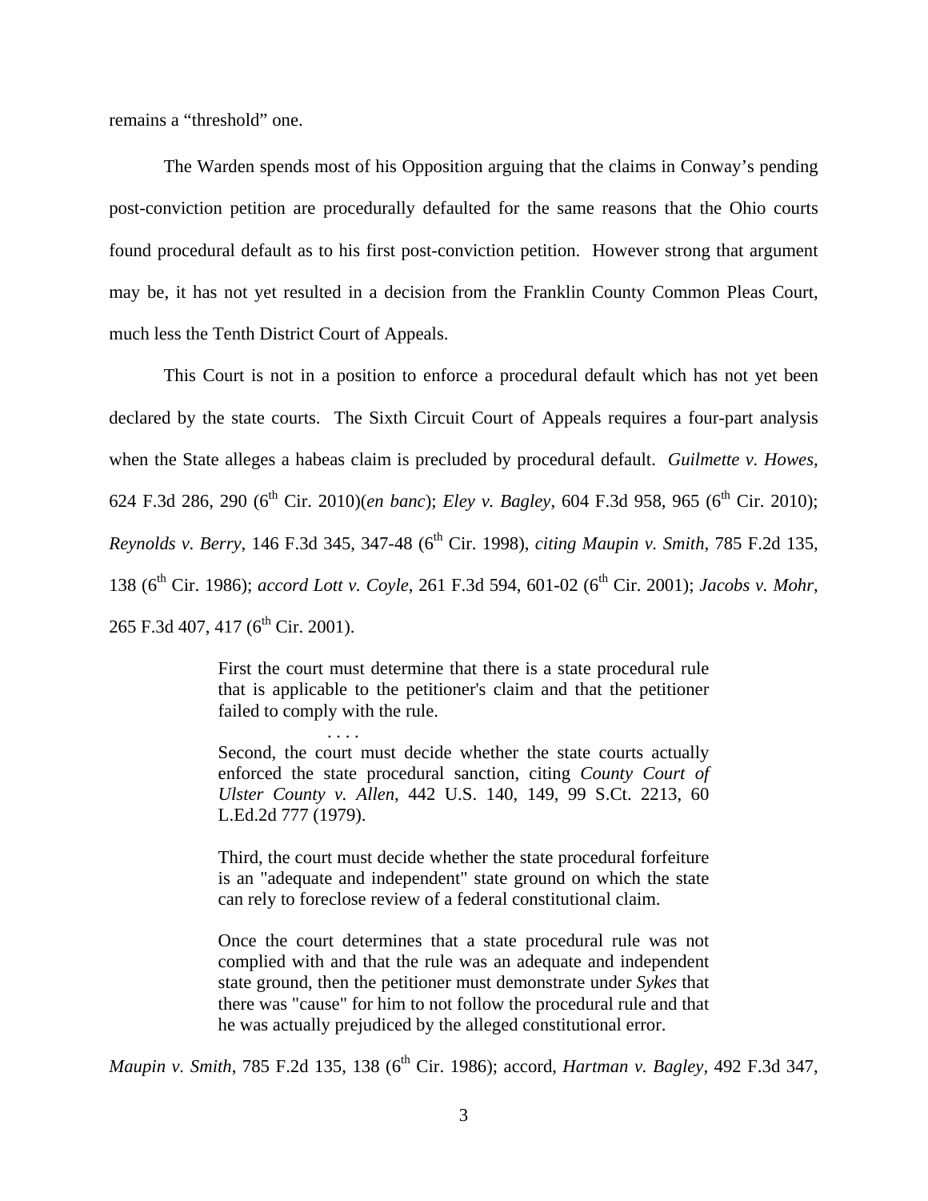remains a "threshold" one.

The Warden spends most of his Opposition arguing that the claims in Conway's pending post-conviction petition are procedurally defaulted for the same reasons that the Ohio courts found procedural default as to his first post-conviction petition. However strong that argument may be, it has not yet resulted in a decision from the Franklin County Common Pleas Court, much less the Tenth District Court of Appeals.

This Court is not in a position to enforce a procedural default which has not yet been declared by the state courts. The Sixth Circuit Court of Appeals requires a four-part analysis when the State alleges a habeas claim is precluded by procedural default. *Guilmette v. Howes*, 624 F.3d 286, 290 (6th Cir. 2010)(*en banc*); *Eley v. Bagley*, 604 F.3d 958, 965 (6th Cir. 2010); *Reynolds v. Berry*, 146 F.3d 345, 347-48 (6th Cir. 1998), *citing Maupin v. Smith*, 785 F.2d 135, 138 (6th Cir. 1986); *accord Lott v. Coyle*, 261 F.3d 594, 601-02 (6th Cir. 2001); *Jacobs v. Mohr*, 265 F.3d 407, 417 (6th Cir. 2001).

> First the court must determine that there is a state procedural rule that is applicable to the petitioner's claim and that the petitioner failed to comply with the rule.
>
> . . . .
>
> Second, the court must decide whether the state courts actually enforced the state procedural sanction, citing *County Court of Ulster County v. Allen*, 442 U.S. 140, 149, 99 S.Ct. 2213, 60 L.Ed.2d 777 (1979).
>
> Third, the court must decide whether the state procedural forfeiture is an "adequate and independent" state ground on which the state can rely to foreclose review of a federal constitutional claim.
>
> Once the court determines that a state procedural rule was not complied with and that the rule was an adequate and independent state ground, then the petitioner must demonstrate under *Sykes* that there was "cause" for him to not follow the procedural rule and that he was actually prejudiced by the alleged constitutional error.

*Maupin v. Smith*, 785 F.2d 135, 138 (6th Cir. 1986); accord, *Hartman v. Bagley*, 492 F.3d 347,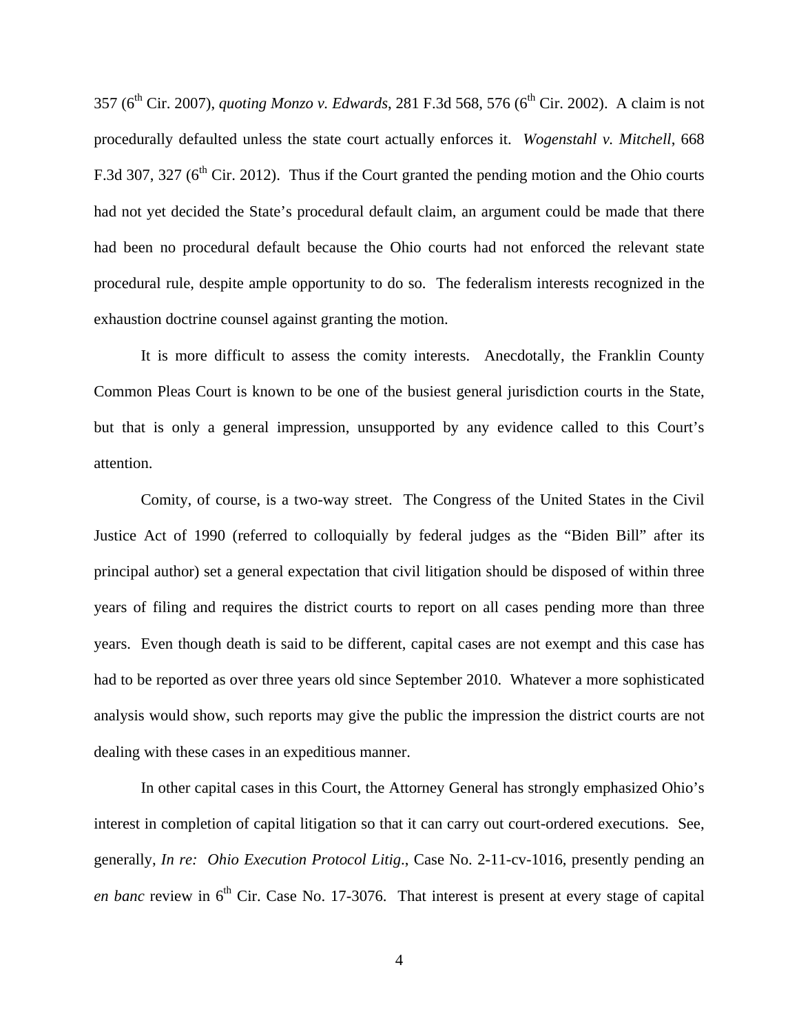357 (6th Cir. 2007), *quoting Monzo v. Edwards*, 281 F.3d 568, 576 (6th Cir. 2002). A claim is not procedurally defaulted unless the state court actually enforces it. *Wogenstahl v. Mitchell*, 668 F.3d 307, 327 (6th Cir. 2012). Thus if the Court granted the pending motion and the Ohio courts had not yet decided the State's procedural default claim, an argument could be made that there had been no procedural default because the Ohio courts had not enforced the relevant state procedural rule, despite ample opportunity to do so. The federalism interests recognized in the exhaustion doctrine counsel against granting the motion.

It is more difficult to assess the comity interests. Anecdotally, the Franklin County Common Pleas Court is known to be one of the busiest general jurisdiction courts in the State, but that is only a general impression, unsupported by any evidence called to this Court's attention.

Comity, of course, is a two-way street. The Congress of the United States in the Civil Justice Act of 1990 (referred to colloquially by federal judges as the "Biden Bill" after its principal author) set a general expectation that civil litigation should be disposed of within three years of filing and requires the district courts to report on all cases pending more than three years. Even though death is said to be different, capital cases are not exempt and this case has had to be reported as over three years old since September 2010. Whatever a more sophisticated analysis would show, such reports may give the public the impression the district courts are not dealing with these cases in an expeditious manner.

In other capital cases in this Court, the Attorney General has strongly emphasized Ohio's interest in completion of capital litigation so that it can carry out court-ordered executions. See, generally, *In re: Ohio Execution Protocol Litig.*, Case No. 2-11-cv-1016, presently pending an *en banc* review in 6th Cir. Case No. 17-3076. That interest is present at every stage of capital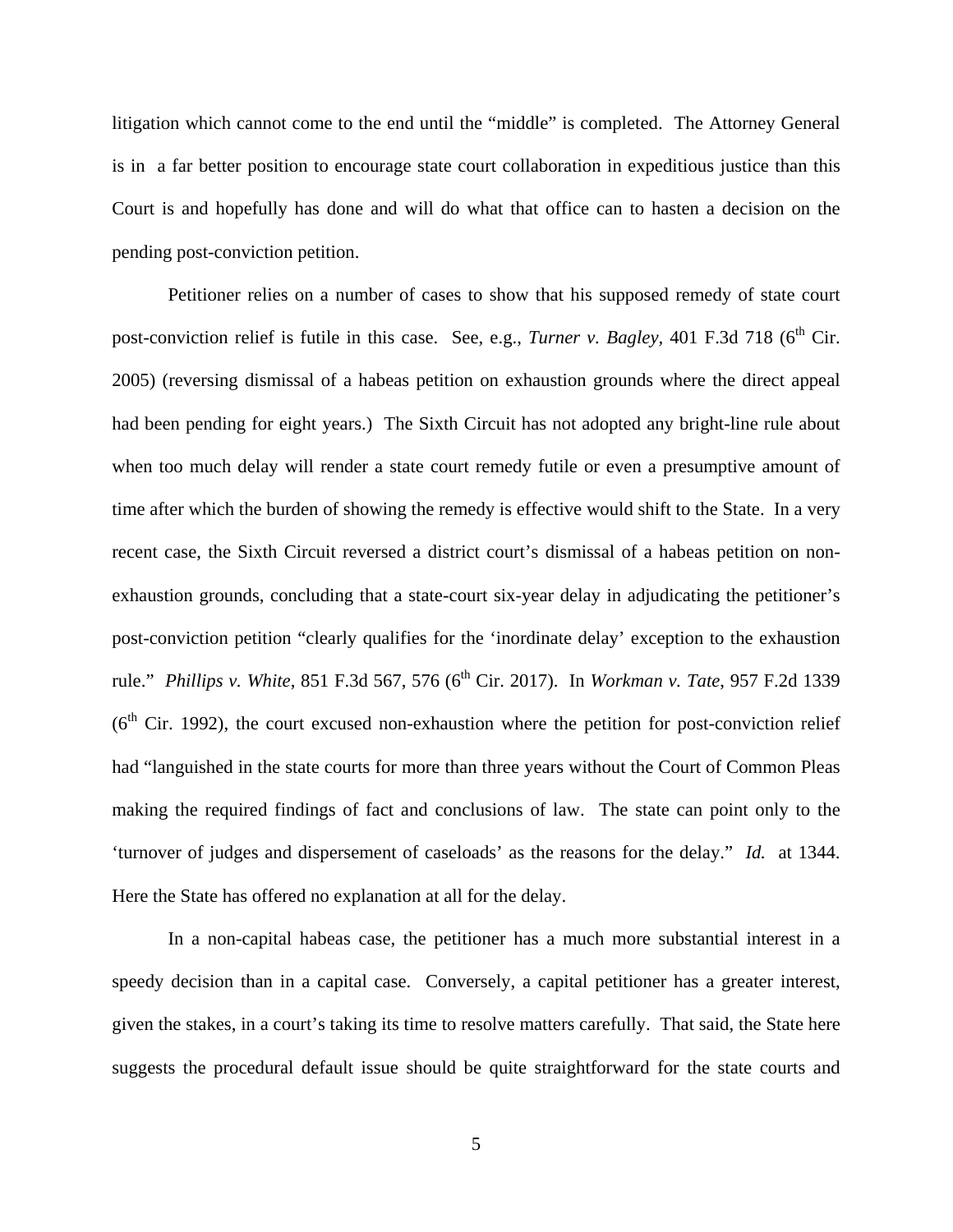litigation which cannot come to the end until the "middle" is completed. The Attorney General is in a far better position to encourage state court collaboration in expeditious justice than this Court is and hopefully has done and will do what that office can to hasten a decision on the pending post-conviction petition.

Petitioner relies on a number of cases to show that his supposed remedy of state court post-conviction relief is futile in this case. See, e.g., *Turner v. Bagley*, 401 F.3d 718 (6th Cir. 2005) (reversing dismissal of a habeas petition on exhaustion grounds where the direct appeal had been pending for eight years.) The Sixth Circuit has not adopted any bright-line rule about when too much delay will render a state court remedy futile or even a presumptive amount of time after which the burden of showing the remedy is effective would shift to the State. In a very recent case, the Sixth Circuit reversed a district court's dismissal of a habeas petition on non-exhaustion grounds, concluding that a state-court six-year delay in adjudicating the petitioner's post-conviction petition "clearly qualifies for the 'inordinate delay' exception to the exhaustion rule." *Phillips v. White*, 851 F.3d 567, 576 (6th Cir. 2017). In *Workman v. Tate*, 957 F.2d 1339 (6th Cir. 1992), the court excused non-exhaustion where the petition for post-conviction relief had "languished in the state courts for more than three years without the Court of Common Pleas making the required findings of fact and conclusions of law. The state can point only to the 'turnover of judges and dispersement of caseloads' as the reasons for the delay." *Id.* at 1344. Here the State has offered no explanation at all for the delay.

In a non-capital habeas case, the petitioner has a much more substantial interest in a speedy decision than in a capital case. Conversely, a capital petitioner has a greater interest, given the stakes, in a court's taking its time to resolve matters carefully. That said, the State here suggests the procedural default issue should be quite straightforward for the state courts and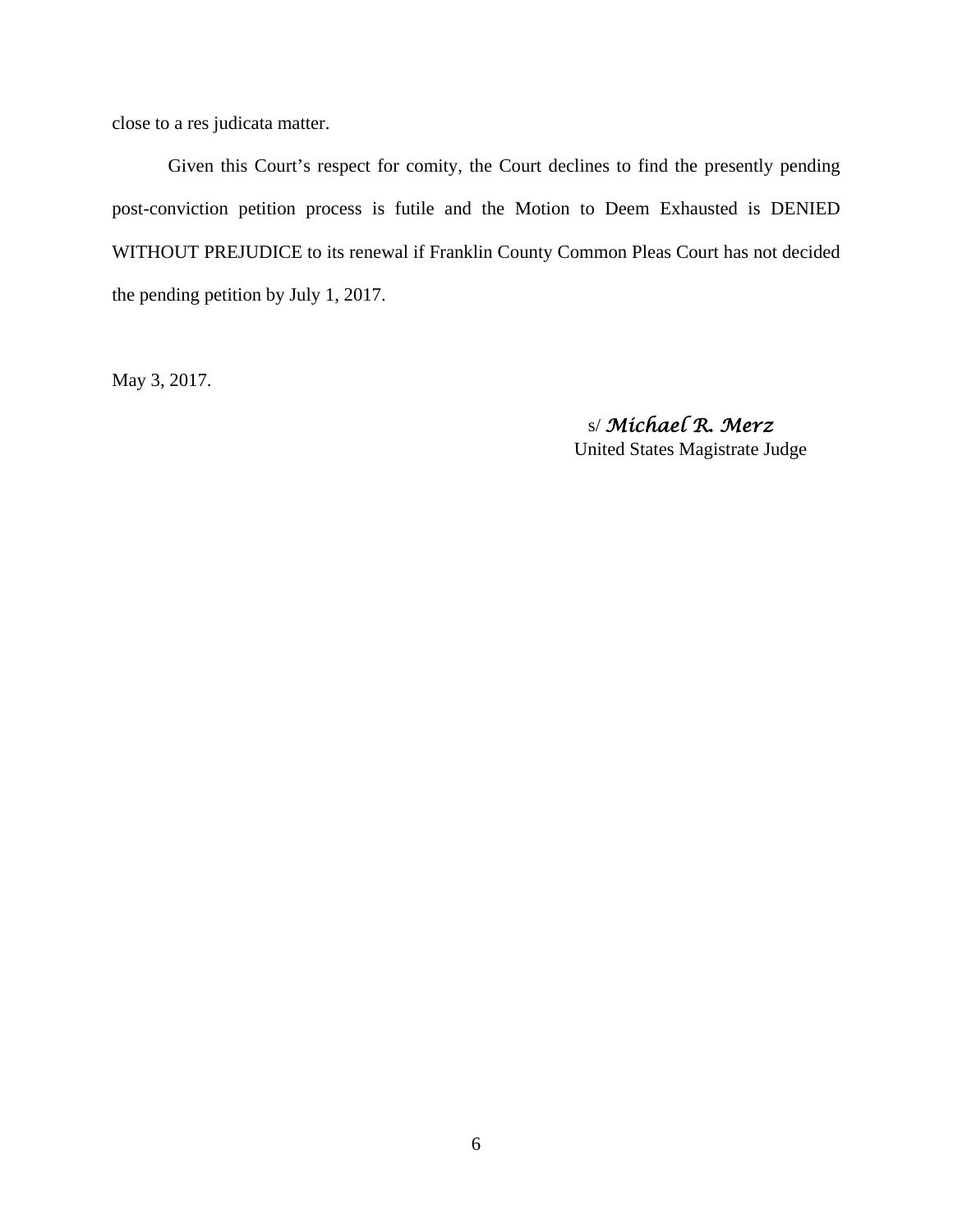close to a res judicata matter.

Given this Court's respect for comity, the Court declines to find the presently pending post-conviction petition process is futile and the Motion to Deem Exhausted is DENIED WITHOUT PREJUDICE to its renewal if Franklin County Common Pleas Court has not decided the pending petition by July 1, 2017.

May 3, 2017.

s/ *Michael R. Merz*
United States Magistrate Judge